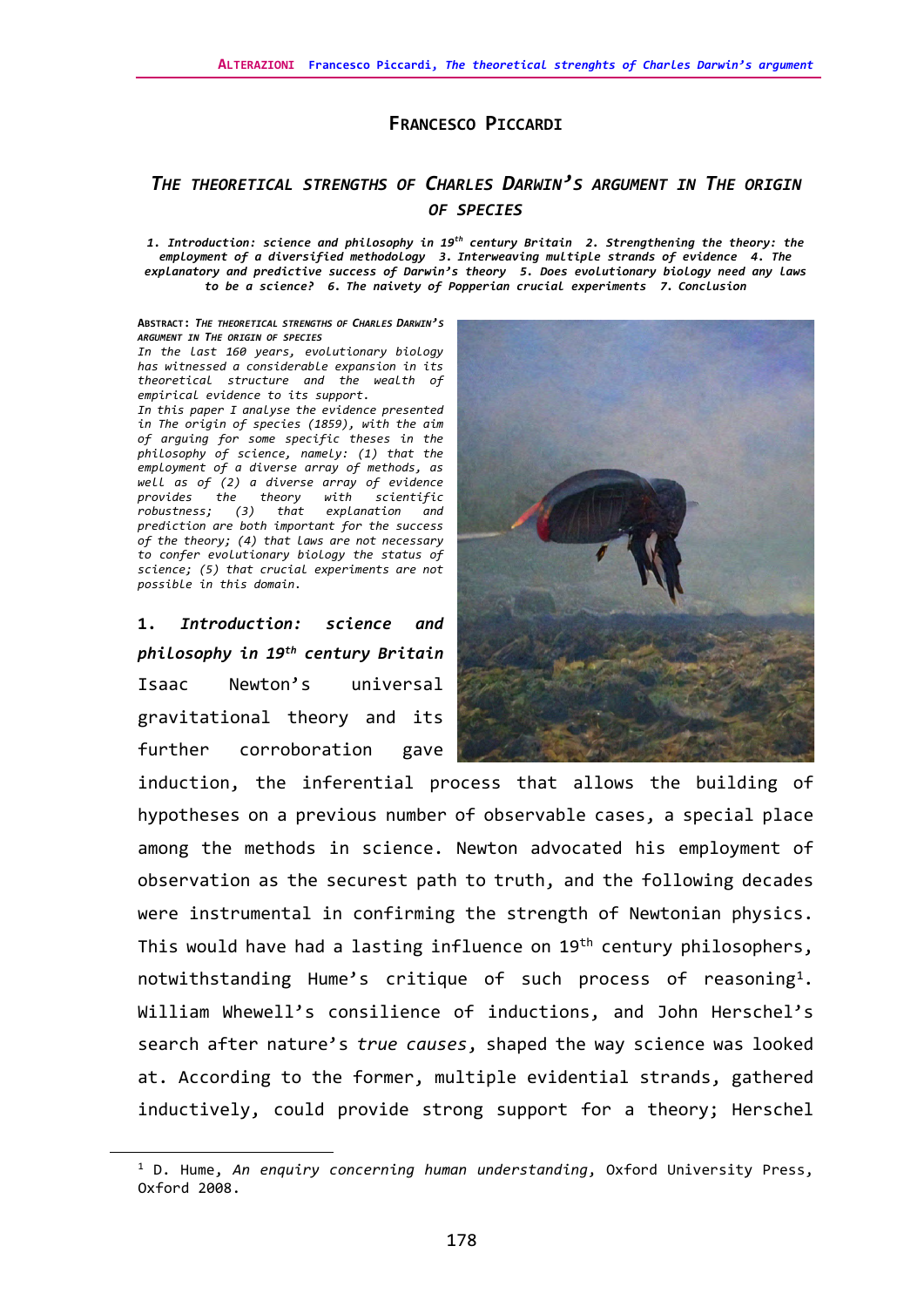# Francesco Piccardi

## *The theoretical strengths of Charles Darwin's argument in The origin of species*

***1. Introduction: science and philosophy in 19[th] century Britain 2. Strengthening the theory: the employment of a diversified methodology 3. Interweaving multiple strands of evidence 4. The explanatory and predictive success of Darwin's theory 5. Does evolutionary biology need any laws to be a science? 6. The naivety of Popperian crucial experiments 7. Conclusion***

ABSTRACT: *THE THEORETICAL STRENGTHS OF CHARLES DARWIN'S ARGUMENT IN THE ORIGIN OF SPECIES*

*In the last 160 years, evolutionary biology has witnessed a considerable expansion in its theoretical structure and the wealth of empirical evidence to its support.*

*In this paper I analyse the evidence presented in The origin of species (1859), with the aim of arguing for some specific theses in the philosophy of science, namely: (1) that the employment of a diverse array of methods, as well as of (2) a diverse array of evidence provides the theory with scientific robustness; (3) that explanation and prediction are both important for the success of the theory; (4) that laws are not necessary to confer evolutionary biology the status of science; (5) that crucial experiments are not possible in this domain.*

### 1. *Introduction: science and philosophy in 19[th] century Britain*

Isaac Newton's universal gravitational theory and its further corroboration gave induction, the inferential process that allows the building of hypotheses on a previous number of observable cases, a special place among the methods in science. Newton advocated his employment of observation as the securest path to truth, and the following decades were instrumental in confirming the strength of Newtonian physics. This would have had a lasting influence on 19[th] century philosophers, notwithstanding Hume's critique of such process of reasoning[1]. William Whewell's consilience of inductions, and John Herschel's search after nature's *true causes*, shaped the way science was looked at. According to the former, multiple evidential strands, gathered inductively, could provide strong support for a theory; Herschel

[1] D. Hume, *An enquiry concerning human understanding*, Oxford University Press, Oxford 2008.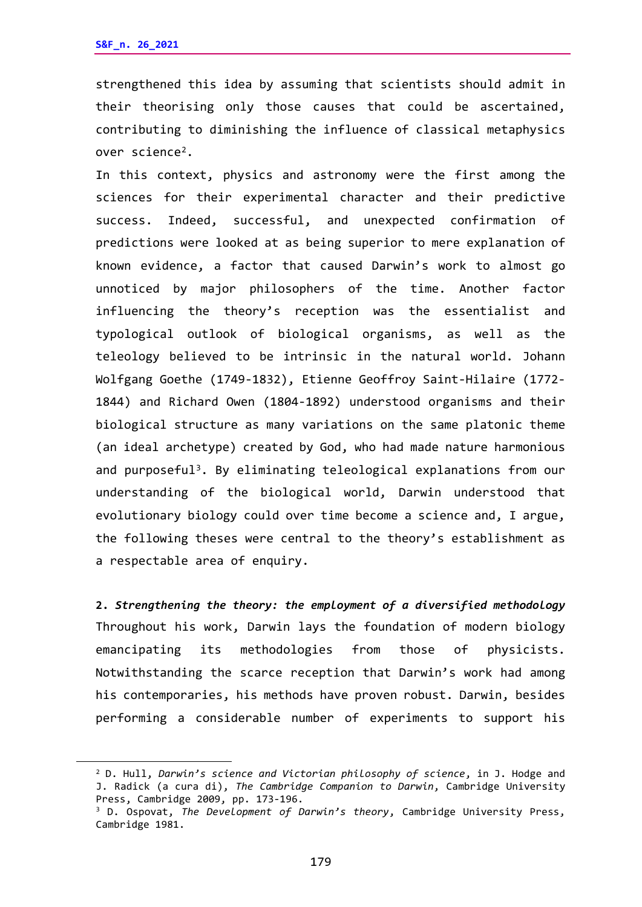strengthened this idea by assuming that scientists should admit in their theorising only those causes that could be ascertained, contributing to diminishing the influence of classical metaphysics over science[2].

In this context, physics and astronomy were the first among the sciences for their experimental character and their predictive success. Indeed, successful, and unexpected confirmation of predictions were looked at as being superior to mere explanation of known evidence, a factor that caused Darwin's work to almost go unnoticed by major philosophers of the time. Another factor influencing the theory's reception was the essentialist and typological outlook of biological organisms, as well as the teleology believed to be intrinsic in the natural world. Johann Wolfgang Goethe (1749-1832), Etienne Geoffroy Saint-Hilaire (1772-1844) and Richard Owen (1804-1892) understood organisms and their biological structure as many variations on the same platonic theme (an ideal archetype) created by God, who had made nature harmonious and purposeful[3]. By eliminating teleological explanations from our understanding of the biological world, Darwin understood that evolutionary biology could over time become a science and, I argue, the following theses were central to the theory's establishment as a respectable area of enquiry.

## 2. *Strengthening the theory: the employment of a diversified methodology*

Throughout his work, Darwin lays the foundation of modern biology emancipating its methodologies from those of physicists. Notwithstanding the scarce reception that Darwin's work had among his contemporaries, his methods have proven robust. Darwin, besides performing a considerable number of experiments to support his

---

[2] D. Hull, *Darwin's science and Victorian philosophy of science*, in J. Hodge and J. Radick (a cura di), *The Cambridge Companion to Darwin*, Cambridge University Press, Cambridge 2009, pp. 173-196.

[3] D. Ospovat, *The Development of Darwin's theory*, Cambridge University Press, Cambridge 1981.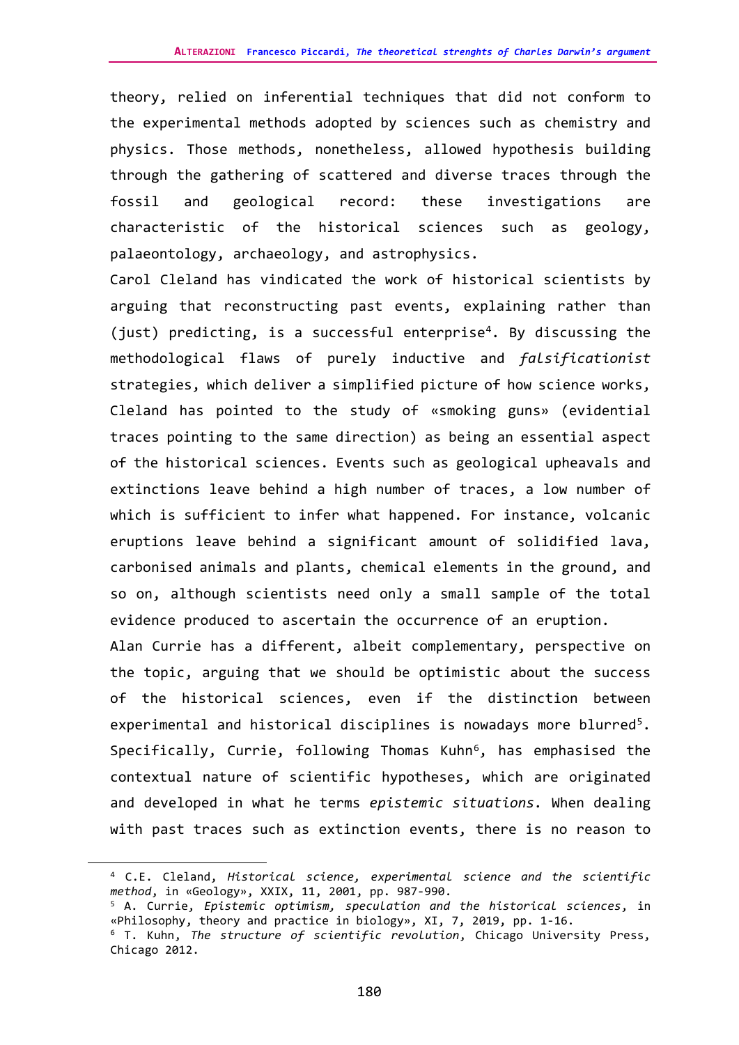theory, relied on inferential techniques that did not conform to the experimental methods adopted by sciences such as chemistry and physics. Those methods, nonetheless, allowed hypothesis building through the gathering of scattered and diverse traces through the fossil and geological record: these investigations are characteristic of the historical sciences such as geology, palaeontology, archaeology, and astrophysics.

Carol Cleland has vindicated the work of historical scientists by arguing that reconstructing past events, explaining rather than (just) predicting, is a successful enterprise[4]. By discussing the methodological flaws of purely inductive and *falsificationist* strategies, which deliver a simplified picture of how science works, Cleland has pointed to the study of «smoking guns» (evidential traces pointing to the same direction) as being an essential aspect of the historical sciences. Events such as geological upheavals and extinctions leave behind a high number of traces, a low number of which is sufficient to infer what happened. For instance, volcanic eruptions leave behind a significant amount of solidified lava, carbonised animals and plants, chemical elements in the ground, and so on, although scientists need only a small sample of the total evidence produced to ascertain the occurrence of an eruption.

Alan Currie has a different, albeit complementary, perspective on the topic, arguing that we should be optimistic about the success of the historical sciences, even if the distinction between experimental and historical disciplines is nowadays more blurred[5]. Specifically, Currie, following Thomas Kuhn[6], has emphasised the contextual nature of scientific hypotheses, which are originated and developed in what he terms *epistemic situations*. When dealing with past traces such as extinction events, there is no reason to

---

[4] C.E. Cleland, *Historical science, experimental science and the scientific method*, in «Geology», XXIX, 11, 2001, pp. 987-990.

[5] A. Currie, *Epistemic optimism, speculation and the historical sciences*, in «Philosophy, theory and practice in biology», XI, 7, 2019, pp. 1-16.

[6] T. Kuhn, *The structure of scientific revolution*, Chicago University Press, Chicago 2012.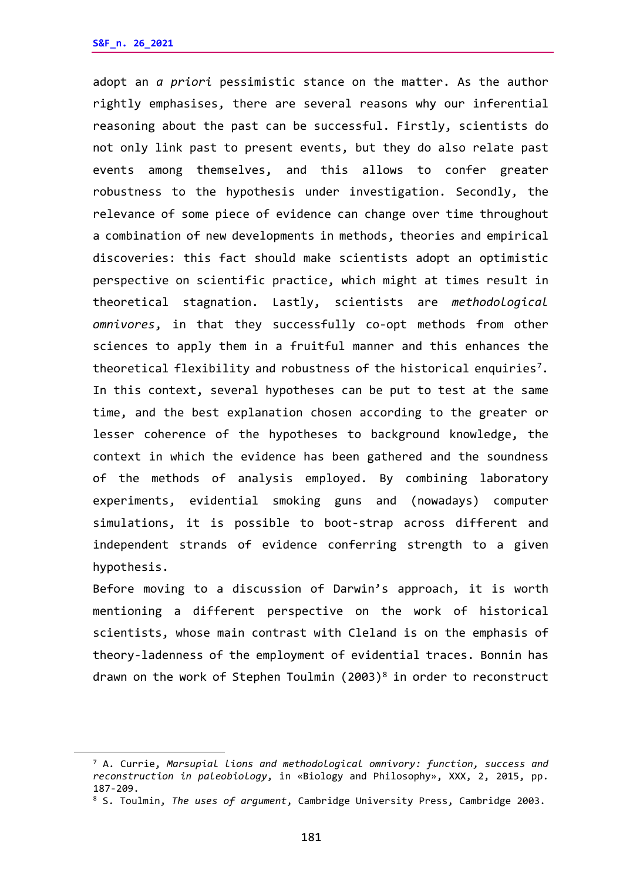adopt an *a priori* pessimistic stance on the matter. As the author rightly emphasises, there are several reasons why our inferential reasoning about the past can be successful. Firstly, scientists do not only link past to present events, but they do also relate past events among themselves, and this allows to confer greater robustness to the hypothesis under investigation. Secondly, the relevance of some piece of evidence can change over time throughout a combination of new developments in methods, theories and empirical discoveries: this fact should make scientists adopt an optimistic perspective on scientific practice, which might at times result in theoretical stagnation. Lastly, scientists are *methodological omnivores*, in that they successfully co-opt methods from other sciences to apply them in a fruitful manner and this enhances the theoretical flexibility and robustness of the historical enquiries[7]. In this context, several hypotheses can be put to test at the same time, and the best explanation chosen according to the greater or lesser coherence of the hypotheses to background knowledge, the context in which the evidence has been gathered and the soundness of the methods of analysis employed. By combining laboratory experiments, evidential smoking guns and (nowadays) computer simulations, it is possible to boot-strap across different and independent strands of evidence conferring strength to a given hypothesis.

Before moving to a discussion of Darwin's approach, it is worth mentioning a different perspective on the work of historical scientists, whose main contrast with Cleland is on the emphasis of theory-ladenness of the employment of evidential traces. Bonnin has drawn on the work of Stephen Toulmin (2003)[8] in order to reconstruct

---

[7] A. Currie, *Marsupial lions and methodological omnivory: function, success and reconstruction in paleobiology*, in «Biology and Philosophy», XXX, 2, 2015, pp. 187-209.

[8] S. Toulmin, *The uses of argument*, Cambridge University Press, Cambridge 2003.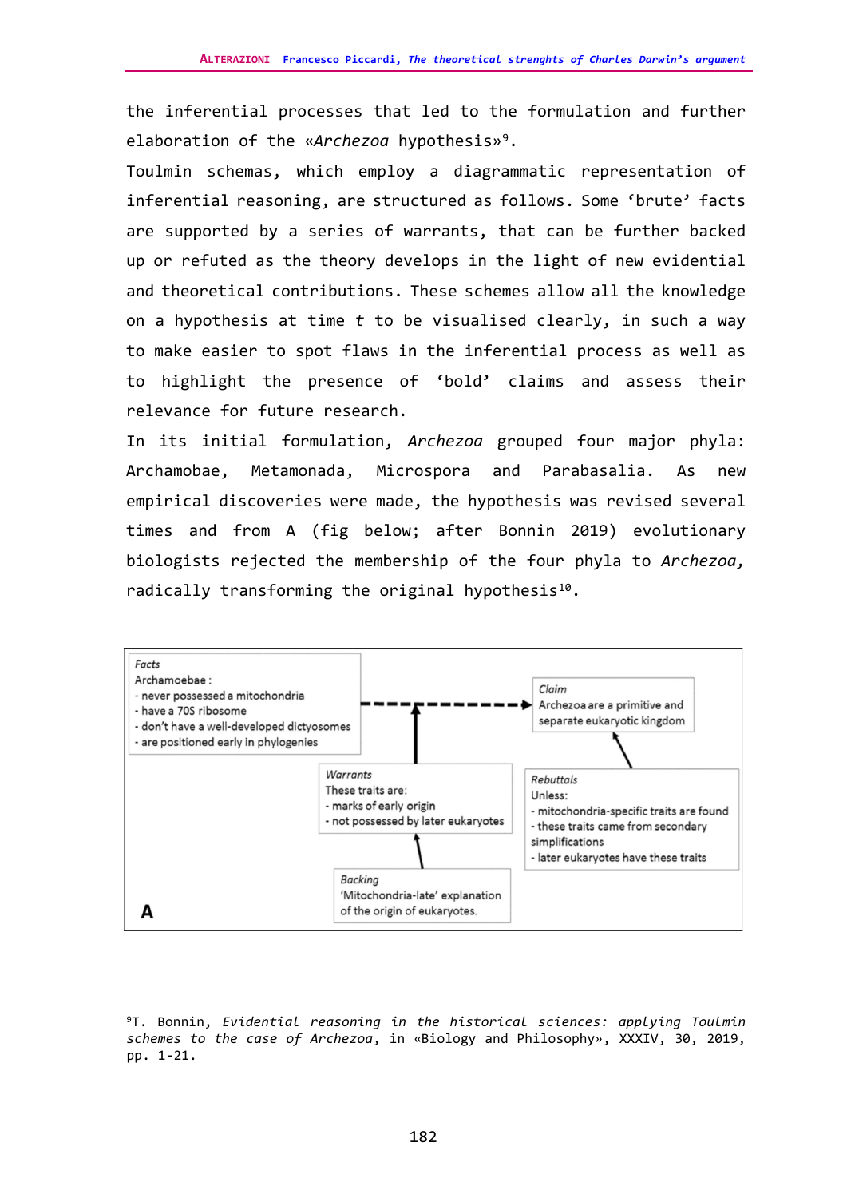the inferential processes that led to the formulation and further elaboration of the «*Archezoa* hypothesis»[9].

Toulmin schemas, which employ a diagrammatic representation of inferential reasoning, are structured as follows. Some 'brute' facts are supported by a series of warrants, that can be further backed up or refuted as the theory develops in the light of new evidential and theoretical contributions. These schemes allow all the knowledge on a hypothesis at time *t* to be visualised clearly, in such a way to make easier to spot flaws in the inferential process as well as to highlight the presence of 'bold' claims and assess their relevance for future research.

In its initial formulation, *Archezoa* grouped four major phyla: Archamobae, Metamonada, Microspora and Parabasalia. As new empirical discoveries were made, the hypothesis was revised several times and from A (fig below; after Bonnin 2019) evolutionary biologists rejected the membership of the four phyla to *Archezoa,* radically transforming the original hypothesis[10].

*Facts*
Archamoebae :
- never possessed a mitochondria
- have a 70S ribosome
- don't have a well-developed dictyosomes
- are positioned early in phylogenies

*Claim*
Archezoa are a primitive and separate eukaryotic kingdom

*Warrants*
These traits are:
- marks of early origin
- not possessed by later eukaryotes

*Rebuttals*
Unless:
- mitochondria-specific traits are found
- these traits came from secondary simplifications
- later eukaryotes have these traits

*Backing*
'Mitochondria-late' explanation of the origin of eukaryotes.

**A**

---

[9] T. Bonnin, *Evidential reasoning in the historical sciences: applying Toulmin schemes to the case of Archezoa*, in «Biology and Philosophy», XXXIV, 30, 2019, pp. 1-21.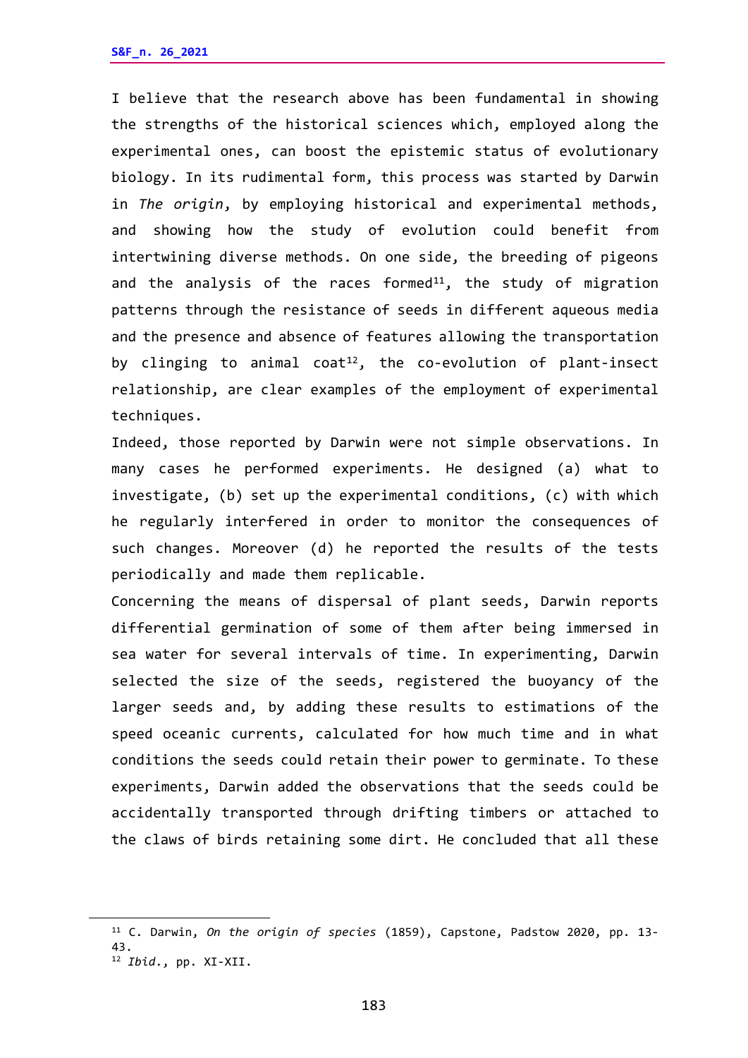I believe that the research above has been fundamental in showing the strengths of the historical sciences which, employed along the experimental ones, can boost the epistemic status of evolutionary biology. In its rudimental form, this process was started by Darwin in *The origin*, by employing historical and experimental methods, and showing how the study of evolution could benefit from intertwining diverse methods. On one side, the breeding of pigeons and the analysis of the races formed[11], the study of migration patterns through the resistance of seeds in different aqueous media and the presence and absence of features allowing the transportation by clinging to animal coat[12], the co-evolution of plant-insect relationship, are clear examples of the employment of experimental techniques.

Indeed, those reported by Darwin were not simple observations. In many cases he performed experiments. He designed (a) what to investigate, (b) set up the experimental conditions, (c) with which he regularly interfered in order to monitor the consequences of such changes. Moreover (d) he reported the results of the tests periodically and made them replicable.

Concerning the means of dispersal of plant seeds, Darwin reports differential germination of some of them after being immersed in sea water for several intervals of time. In experimenting, Darwin selected the size of the seeds, registered the buoyancy of the larger seeds and, by adding these results to estimations of the speed oceanic currents, calculated for how much time and in what conditions the seeds could retain their power to germinate. To these experiments, Darwin added the observations that the seeds could be accidentally transported through drifting timbers or attached to the claws of birds retaining some dirt. He concluded that all these

---

[11] C. Darwin, *On the origin of species* (1859), Capstone, Padstow 2020, pp. 13-43.

[12] *Ibid.*, pp. XI-XII.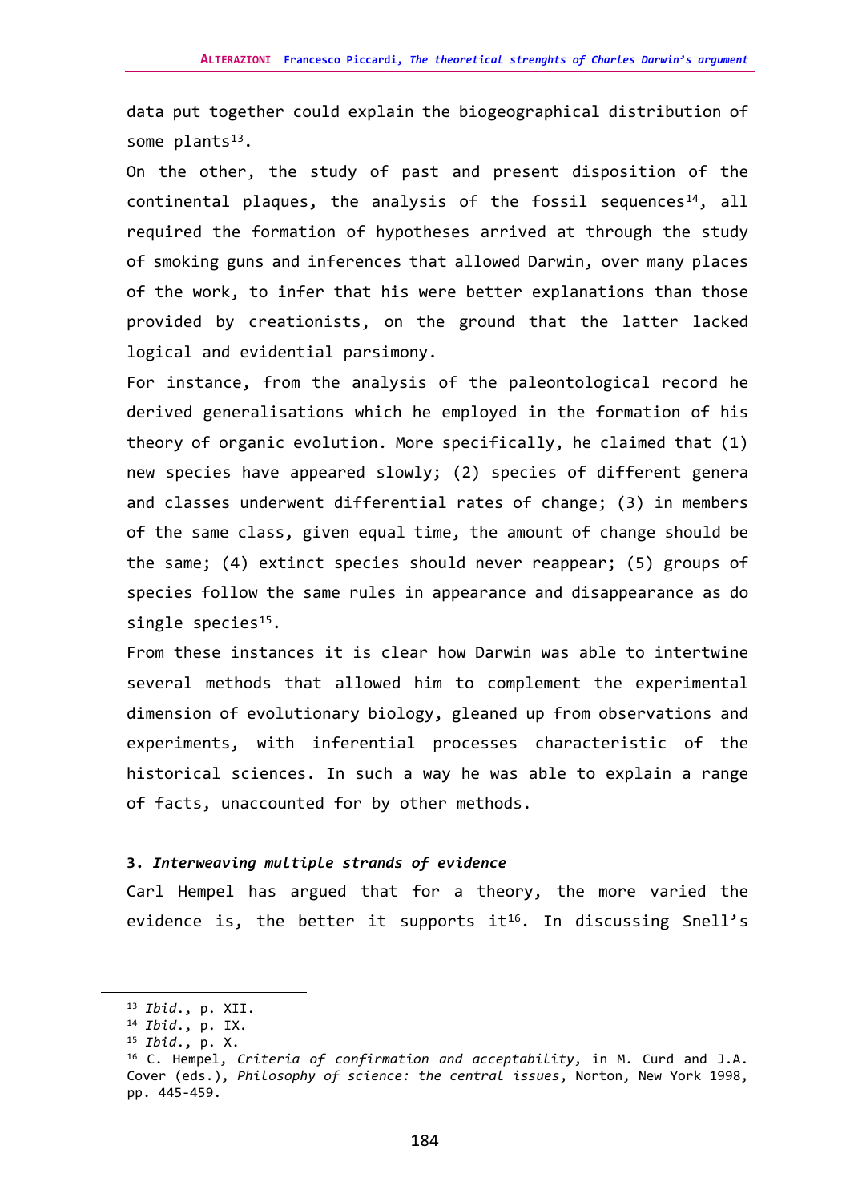data put together could explain the biogeographical distribution of some plants[13].

On the other, the study of past and present disposition of the continental plaques, the analysis of the fossil sequences[14], all required the formation of hypotheses arrived at through the study of smoking guns and inferences that allowed Darwin, over many places of the work, to infer that his were better explanations than those provided by creationists, on the ground that the latter lacked logical and evidential parsimony.

For instance, from the analysis of the paleontological record he derived generalisations which he employed in the formation of his theory of organic evolution. More specifically, he claimed that (1) new species have appeared slowly; (2) species of different genera and classes underwent differential rates of change; (3) in members of the same class, given equal time, the amount of change should be the same; (4) extinct species should never reappear; (5) groups of species follow the same rules in appearance and disappearance as do single species[15].

From these instances it is clear how Darwin was able to intertwine several methods that allowed him to complement the experimental dimension of evolutionary biology, gleaned up from observations and experiments, with inferential processes characteristic of the historical sciences. In such a way he was able to explain a range of facts, unaccounted for by other methods.

### 3. *Interweaving multiple strands of evidence*

Carl Hempel has argued that for a theory, the more varied the evidence is, the better it supports it[16]. In discussing Snell's

---

[13] *Ibid.*, p. XII.

[14] *Ibid.*, p. IX.

[15] *Ibid.*, p. X.

[16] C. Hempel, *Criteria of confirmation and acceptability*, in M. Curd and J.A. Cover (eds.), *Philosophy of science: the central issues*, Norton, New York 1998, pp. 445-459.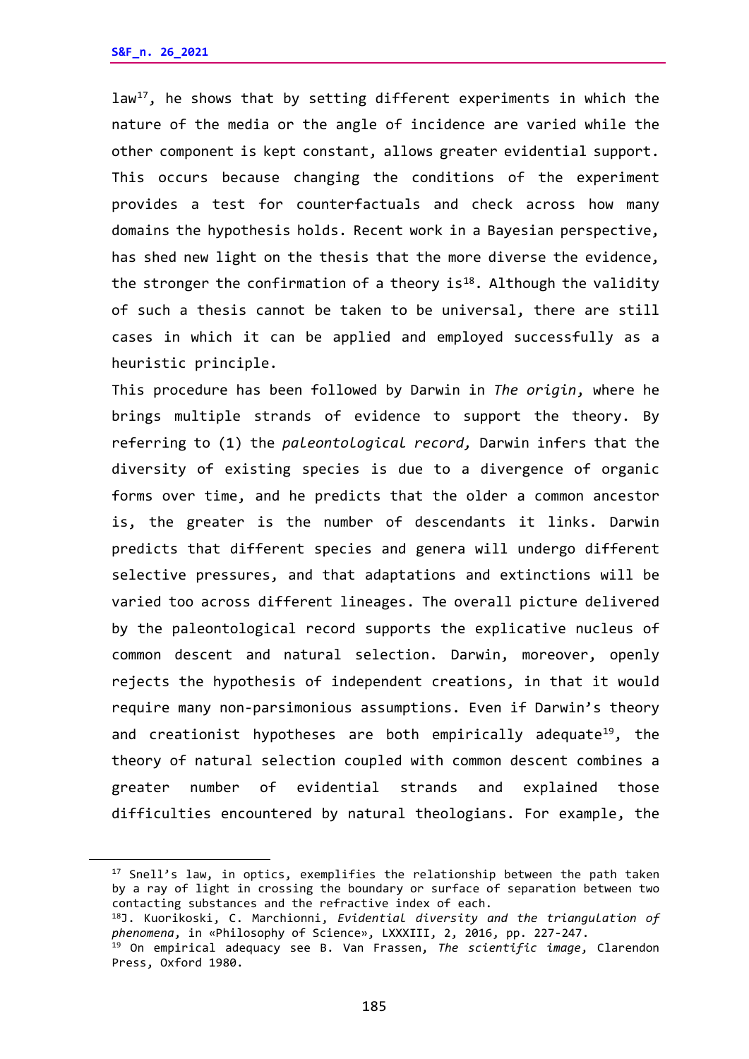law[17], he shows that by setting different experiments in which the nature of the media or the angle of incidence are varied while the other component is kept constant, allows greater evidential support. This occurs because changing the conditions of the experiment provides a test for counterfactuals and check across how many domains the hypothesis holds. Recent work in a Bayesian perspective, has shed new light on the thesis that the more diverse the evidence, the stronger the confirmation of a theory is[18]. Although the validity of such a thesis cannot be taken to be universal, there are still cases in which it can be applied and employed successfully as a heuristic principle.

This procedure has been followed by Darwin in *The origin*, where he brings multiple strands of evidence to support the theory. By referring to (1) the *paleontological record,* Darwin infers that the diversity of existing species is due to a divergence of organic forms over time, and he predicts that the older a common ancestor is, the greater is the number of descendants it links. Darwin predicts that different species and genera will undergo different selective pressures, and that adaptations and extinctions will be varied too across different lineages. The overall picture delivered by the paleontological record supports the explicative nucleus of common descent and natural selection. Darwin, moreover, openly rejects the hypothesis of independent creations, in that it would require many non-parsimonious assumptions. Even if Darwin's theory and creationist hypotheses are both empirically adequate[19], the theory of natural selection coupled with common descent combines a greater number of evidential strands and explained those difficulties encountered by natural theologians. For example, the

---

[17] Snell's law, in optics, exemplifies the relationship between the path taken by a ray of light in crossing the boundary or surface of separation between two contacting substances and the refractive index of each.

[18] J. Kuorikoski, C. Marchionni, *Evidential diversity and the triangulation of phenomena*, in «Philosophy of Science», LXXXIII, 2, 2016, pp. 227-247.

[19] On empirical adequacy see B. Van Frassen, *The scientific image*, Clarendon Press, Oxford 1980.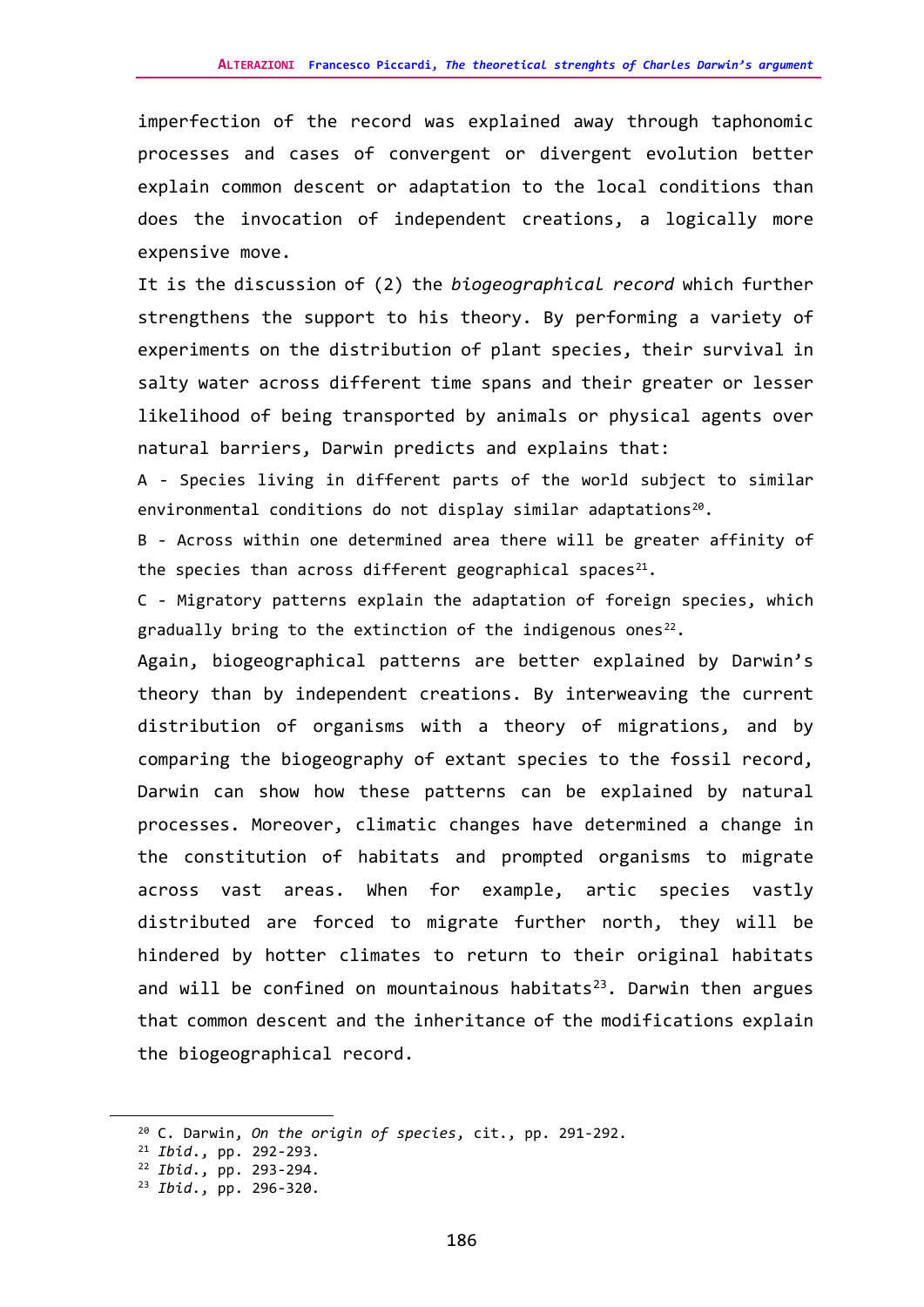imperfection of the record was explained away through taphonomic processes and cases of convergent or divergent evolution better explain common descent or adaptation to the local conditions than does the invocation of independent creations, a logically more expensive move.

It is the discussion of (2) the *biogeographical record* which further strengthens the support to his theory. By performing a variety of experiments on the distribution of plant species, their survival in salty water across different time spans and their greater or lesser likelihood of being transported by animals or physical agents over natural barriers, Darwin predicts and explains that:

A - Species living in different parts of the world subject to similar environmental conditions do not display similar adaptations[20].

B - Across within one determined area there will be greater affinity of the species than across different geographical spaces[21].

C - Migratory patterns explain the adaptation of foreign species, which gradually bring to the extinction of the indigenous ones[22].

Again, biogeographical patterns are better explained by Darwin's theory than by independent creations. By interweaving the current distribution of organisms with a theory of migrations, and by comparing the biogeography of extant species to the fossil record, Darwin can show how these patterns can be explained by natural processes. Moreover, climatic changes have determined a change in the constitution of habitats and prompted organisms to migrate across vast areas. When for example, artic species vastly distributed are forced to migrate further north, they will be hindered by hotter climates to return to their original habitats and will be confined on mountainous habitats[23]. Darwin then argues that common descent and the inheritance of the modifications explain the biogeographical record.

---

[20] C. Darwin, *On the origin of species*, cit., pp. 291-292.

[21] *Ibid.*, pp. 292-293.

[22] *Ibid.*, pp. 293-294.

[23] *Ibid.*, pp. 296-320.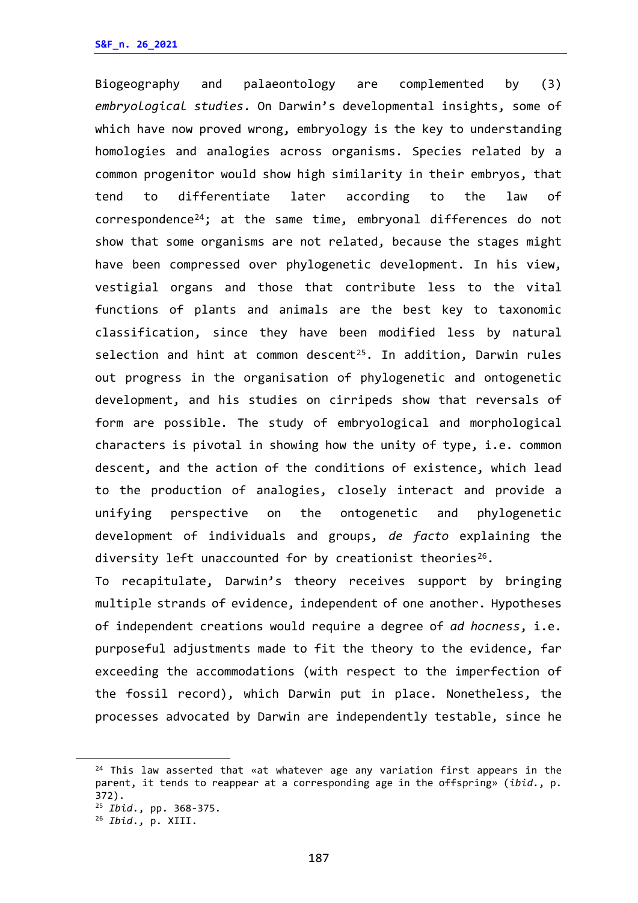Biogeography and palaeontology are complemented by (3) *embryological studies*. On Darwin's developmental insights, some of which have now proved wrong, embryology is the key to understanding homologies and analogies across organisms. Species related by a common progenitor would show high similarity in their embryos, that tend to differentiate later according to the law of correspondence[24]; at the same time, embryonal differences do not show that some organisms are not related, because the stages might have been compressed over phylogenetic development. In his view, vestigial organs and those that contribute less to the vital functions of plants and animals are the best key to taxonomic classification, since they have been modified less by natural selection and hint at common descent[25]. In addition, Darwin rules out progress in the organisation of phylogenetic and ontogenetic development, and his studies on cirripeds show that reversals of form are possible. The study of embryological and morphological characters is pivotal in showing how the unity of type, i.e. common descent, and the action of the conditions of existence, which lead to the production of analogies, closely interact and provide a unifying perspective on the ontogenetic and phylogenetic development of individuals and groups, *de facto* explaining the diversity left unaccounted for by creationist theories[26].

To recapitulate, Darwin's theory receives support by bringing multiple strands of evidence, independent of one another. Hypotheses of independent creations would require a degree of *ad hocness*, i.e. purposeful adjustments made to fit the theory to the evidence, far exceeding the accommodations (with respect to the imperfection of the fossil record), which Darwin put in place. Nonetheless, the processes advocated by Darwin are independently testable, since he

---

[24] This law asserted that «at whatever age any variation first appears in the parent, it tends to reappear at a corresponding age in the offspring» (*ibid.*, p. 372).

[25] *Ibid.*, pp. 368-375.

[26] *Ibid.*, p. XIII.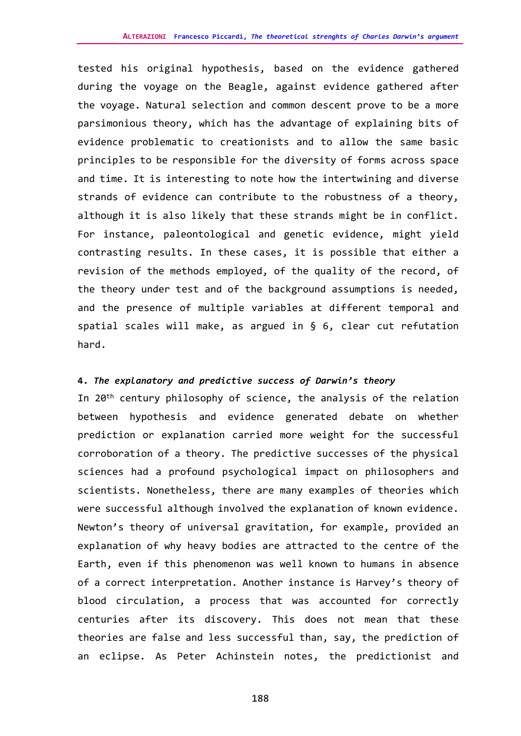tested his original hypothesis, based on the evidence gathered during the voyage on the Beagle, against evidence gathered after the voyage. Natural selection and common descent prove to be a more parsimonious theory, which has the advantage of explaining bits of evidence problematic to creationists and to allow the same basic principles to be responsible for the diversity of forms across space and time. It is interesting to note how the intertwining and diverse strands of evidence can contribute to the robustness of a theory, although it is also likely that these strands might be in conflict. For instance, paleontological and genetic evidence, might yield contrasting results. In these cases, it is possible that either a revision of the methods employed, of the quality of the record, of the theory under test and of the background assumptions is needed, and the presence of multiple variables at different temporal and spatial scales will make, as argued in § 6, clear cut refutation hard.

#### 4. *The explanatory and predictive success of Darwin's theory*

In 20th century philosophy of science, the analysis of the relation between hypothesis and evidence generated debate on whether prediction or explanation carried more weight for the successful corroboration of a theory. The predictive successes of the physical sciences had a profound psychological impact on philosophers and scientists. Nonetheless, there are many examples of theories which were successful although involved the explanation of known evidence. Newton's theory of universal gravitation, for example, provided an explanation of why heavy bodies are attracted to the centre of the Earth, even if this phenomenon was well known to humans in absence of a correct interpretation. Another instance is Harvey's theory of blood circulation, a process that was accounted for correctly centuries after its discovery. This does not mean that these theories are false and less successful than, say, the prediction of an eclipse. As Peter Achinstein notes, the predictionist and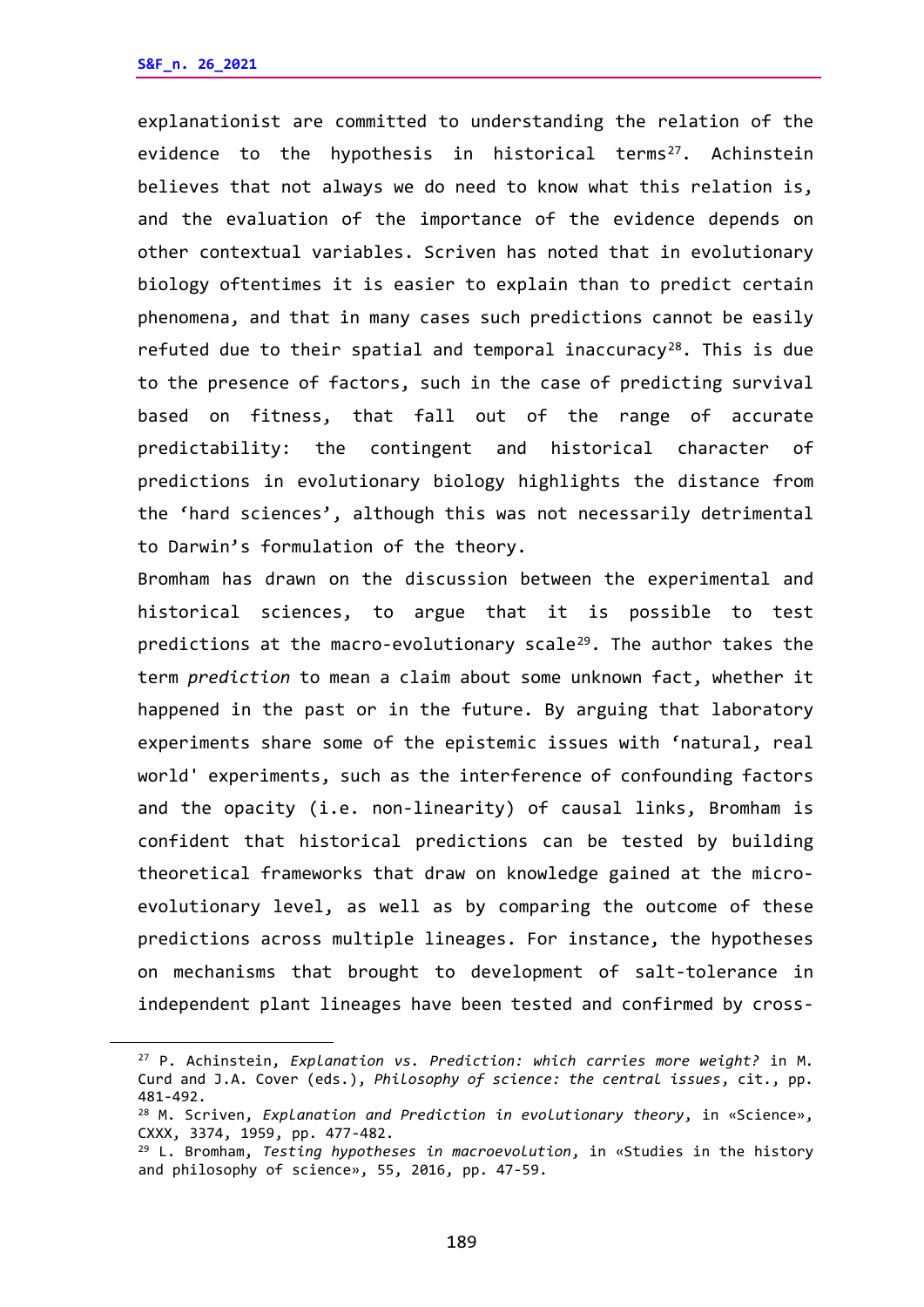explanationist are committed to understanding the relation of the evidence to the hypothesis in historical terms[27]. Achinstein believes that not always we do need to know what this relation is, and the evaluation of the importance of the evidence depends on other contextual variables. Scriven has noted that in evolutionary biology oftentimes it is easier to explain than to predict certain phenomena, and that in many cases such predictions cannot be easily refuted due to their spatial and temporal inaccuracy[28]. This is due to the presence of factors, such in the case of predicting survival based on fitness, that fall out of the range of accurate predictability: the contingent and historical character of predictions in evolutionary biology highlights the distance from the 'hard sciences', although this was not necessarily detrimental to Darwin's formulation of the theory.

Bromham has drawn on the discussion between the experimental and historical sciences, to argue that it is possible to test predictions at the macro-evolutionary scale[29]. The author takes the term *prediction* to mean a claim about some unknown fact, whether it happened in the past or in the future. By arguing that laboratory experiments share some of the epistemic issues with 'natural, real world' experiments, such as the interference of confounding factors and the opacity (i.e. non-linearity) of causal links, Bromham is confident that historical predictions can be tested by building theoretical frameworks that draw on knowledge gained at the micro-evolutionary level, as well as by comparing the outcome of these predictions across multiple lineages. For instance, the hypotheses on mechanisms that brought to development of salt-tolerance in independent plant lineages have been tested and confirmed by cross-

---

[27] P. Achinstein, *Explanation vs. Prediction: which carries more weight?* in M. Curd and J.A. Cover (eds.), *Philosophy of science: the central issues*, cit., pp. 481-492.

[28] M. Scriven, *Explanation and Prediction in evolutionary theory*, in «Science», CXXX, 3374, 1959, pp. 477-482.

[29] L. Bromham, *Testing hypotheses in macroevolution*, in «Studies in the history and philosophy of science», 55, 2016, pp. 47-59.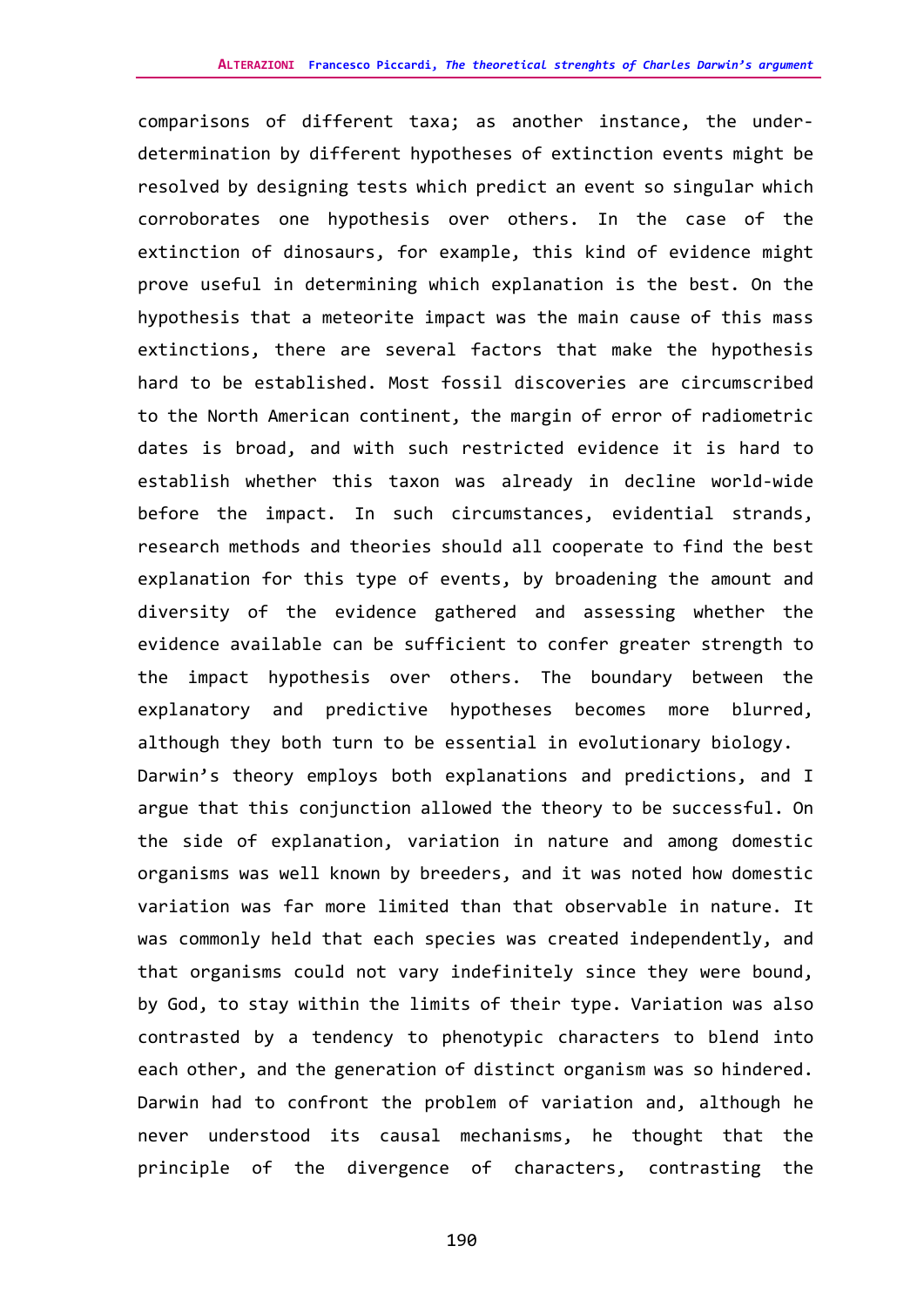comparisons of different taxa; as another instance, the under-determination by different hypotheses of extinction events might be resolved by designing tests which predict an event so singular which corroborates one hypothesis over others. In the case of the extinction of dinosaurs, for example, this kind of evidence might prove useful in determining which explanation is the best. On the hypothesis that a meteorite impact was the main cause of this mass extinctions, there are several factors that make the hypothesis hard to be established. Most fossil discoveries are circumscribed to the North American continent, the margin of error of radiometric dates is broad, and with such restricted evidence it is hard to establish whether this taxon was already in decline world-wide before the impact. In such circumstances, evidential strands, research methods and theories should all cooperate to find the best explanation for this type of events, by broadening the amount and diversity of the evidence gathered and assessing whether the evidence available can be sufficient to confer greater strength to the impact hypothesis over others. The boundary between the explanatory and predictive hypotheses becomes more blurred, although they both turn to be essential in evolutionary biology.

Darwin's theory employs both explanations and predictions, and I argue that this conjunction allowed the theory to be successful. On the side of explanation, variation in nature and among domestic organisms was well known by breeders, and it was noted how domestic variation was far more limited than that observable in nature. It was commonly held that each species was created independently, and that organisms could not vary indefinitely since they were bound, by God, to stay within the limits of their type. Variation was also contrasted by a tendency to phenotypic characters to blend into each other, and the generation of distinct organism was so hindered. Darwin had to confront the problem of variation and, although he never understood its causal mechanisms, he thought that the principle of the divergence of characters, contrasting the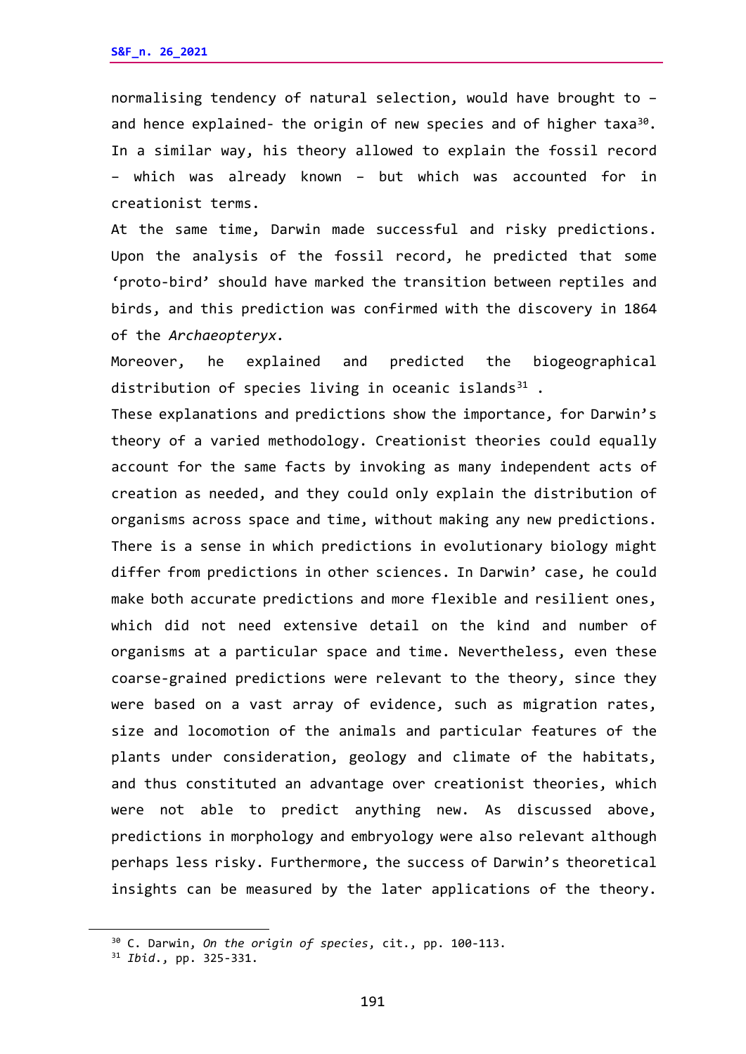normalising tendency of natural selection, would have brought to – and hence explained- the origin of new species and of higher taxa[30]. In a similar way, his theory allowed to explain the fossil record – which was already known – but which was accounted for in creationist terms.

At the same time, Darwin made successful and risky predictions. Upon the analysis of the fossil record, he predicted that some ‘proto-bird’ should have marked the transition between reptiles and birds, and this prediction was confirmed with the discovery in 1864 of the *Archaeopteryx*.

Moreover, he explained and predicted the biogeographical distribution of species living in oceanic islands[31] .

These explanations and predictions show the importance, for Darwin’s theory of a varied methodology. Creationist theories could equally account for the same facts by invoking as many independent acts of creation as needed, and they could only explain the distribution of organisms across space and time, without making any new predictions. There is a sense in which predictions in evolutionary biology might differ from predictions in other sciences. In Darwin’ case, he could make both accurate predictions and more flexible and resilient ones, which did not need extensive detail on the kind and number of organisms at a particular space and time. Nevertheless, even these coarse-grained predictions were relevant to the theory, since they were based on a vast array of evidence, such as migration rates, size and locomotion of the animals and particular features of the plants under consideration, geology and climate of the habitats, and thus constituted an advantage over creationist theories, which were not able to predict anything new. As discussed above, predictions in morphology and embryology were also relevant although perhaps less risky. Furthermore, the success of Darwin’s theoretical insights can be measured by the later applications of the theory.

---

[30] C. Darwin, *On the origin of species*, cit., pp. 100-113.

[31] *Ibid.*, pp. 325-331.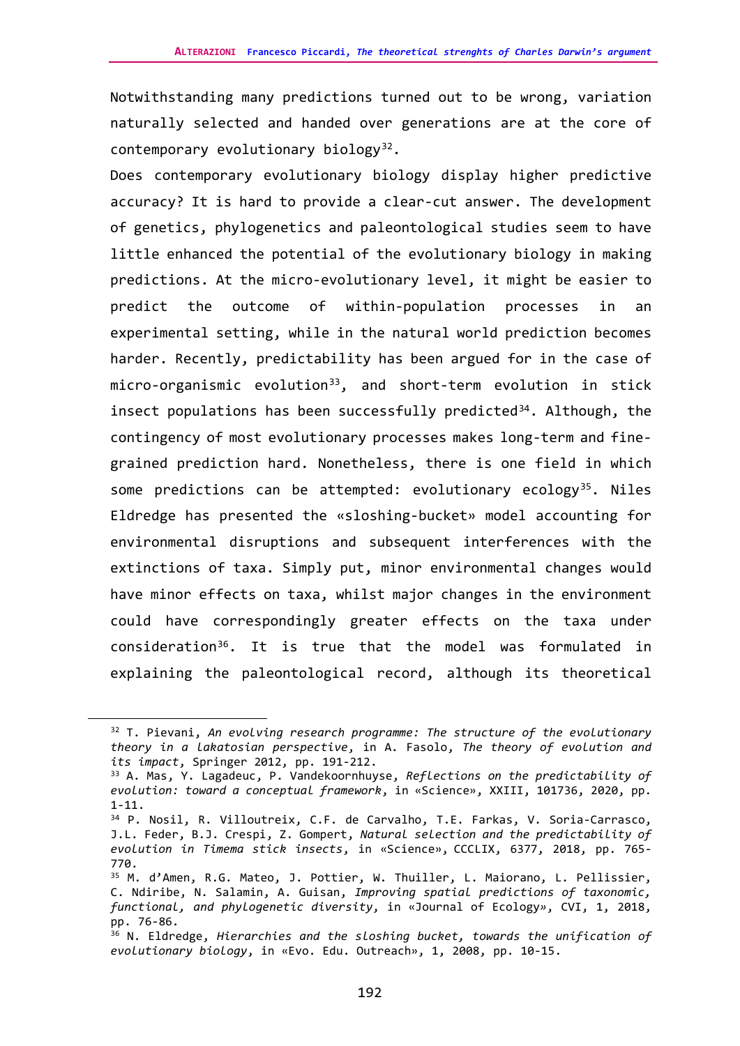Notwithstanding many predictions turned out to be wrong, variation naturally selected and handed over generations are at the core of contemporary evolutionary biology[32].

Does contemporary evolutionary biology display higher predictive accuracy? It is hard to provide a clear-cut answer. The development of genetics, phylogenetics and paleontological studies seem to have little enhanced the potential of the evolutionary biology in making predictions. At the micro-evolutionary level, it might be easier to predict the outcome of within-population processes in an experimental setting, while in the natural world prediction becomes harder. Recently, predictability has been argued for in the case of micro-organismic evolution[33], and short-term evolution in stick insect populations has been successfully predicted[34]. Although, the contingency of most evolutionary processes makes long-term and fine-grained prediction hard. Nonetheless, there is one field in which some predictions can be attempted: evolutionary ecology[35]. Niles Eldredge has presented the «sloshing-bucket» model accounting for environmental disruptions and subsequent interferences with the extinctions of taxa. Simply put, minor environmental changes would have minor effects on taxa, whilst major changes in the environment could have correspondingly greater effects on the taxa under consideration[36]. It is true that the model was formulated in explaining the paleontological record, although its theoretical

---

[32] T. Pievani, *An evolving research programme: The structure of the evolutionary theory in a Lakatosian perspective*, in A. Fasolo, *The theory of evolution and its impact*, Springer 2012, pp. 191-212.

[33] A. Mas, Y. Lagadeuc, P. Vandekoornhuyse, *Reflections on the predictability of evolution: toward a conceptual framework*, in «Science», XXIII, 101736, 2020, pp. 1-11.

[34] P. Nosil, R. Villoutreix, C.F. de Carvalho, T.E. Farkas, V. Soria-Carrasco, J.L. Feder, B.J. Crespi, Z. Gompert, *Natural selection and the predictability of evolution in Timema stick insects*, in «Science», CCCLIX, 6377, 2018, pp. 765-770.

[35] M. d'Amen, R.G. Mateo, J. Pottier, W. Thuiller, L. Maiorano, L. Pellissier, C. Ndiribe, N. Salamin, A. Guisan, *Improving spatial predictions of taxonomic, functional, and phylogenetic diversity*, in «Journal of Ecology», CVI, 1, 2018, pp. 76-86.

[36] N. Eldredge, *Hierarchies and the sloshing bucket, towards the unification of evolutionary biology*, in «Evo. Edu. Outreach», 1, 2008, pp. 10-15.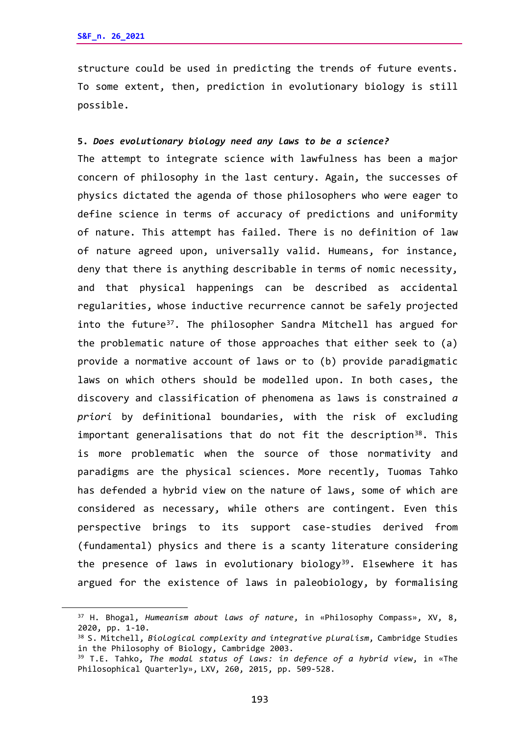structure could be used in predicting the trends of future events. To some extent, then, prediction in evolutionary biology is still possible.

## 5. *Does evolutionary biology need any laws to be a science?*

The attempt to integrate science with lawfulness has been a major concern of philosophy in the last century. Again, the successes of physics dictated the agenda of those philosophers who were eager to define science in terms of accuracy of predictions and uniformity of nature. This attempt has failed. There is no definition of law of nature agreed upon, universally valid. Humeans, for instance, deny that there is anything describable in terms of nomic necessity, and that physical happenings can be described as accidental regularities, whose inductive recurrence cannot be safely projected into the future[37]. The philosopher Sandra Mitchell has argued for the problematic nature of those approaches that either seek to (a) provide a normative account of laws or to (b) provide paradigmatic laws on which others should be modelled upon. In both cases, the discovery and classification of phenomena as laws is constrained *a priori* by definitional boundaries, with the risk of excluding important generalisations that do not fit the description[38]. This is more problematic when the source of those normativity and paradigms are the physical sciences. More recently, Tuomas Tahko has defended a hybrid view on the nature of laws, some of which are considered as necessary, while others are contingent. Even this perspective brings to its support case-studies derived from (fundamental) physics and there is a scanty literature considering the presence of laws in evolutionary biology[39]. Elsewhere it has argued for the existence of laws in paleobiology, by formalising

---

[37] H. Bhogal, *Humeanism about laws of nature*, in «Philosophy Compass», XV, 8, 2020, pp. 1-10.

[38] S. Mitchell, *Biological complexity and integrative pluralism*, Cambridge Studies in the Philosophy of Biology, Cambridge 2003.

[39] T.E. Tahko, *The modal status of laws: in defence of a hybrid view*, in «The Philosophical Quarterly», LXV, 260, 2015, pp. 509-528.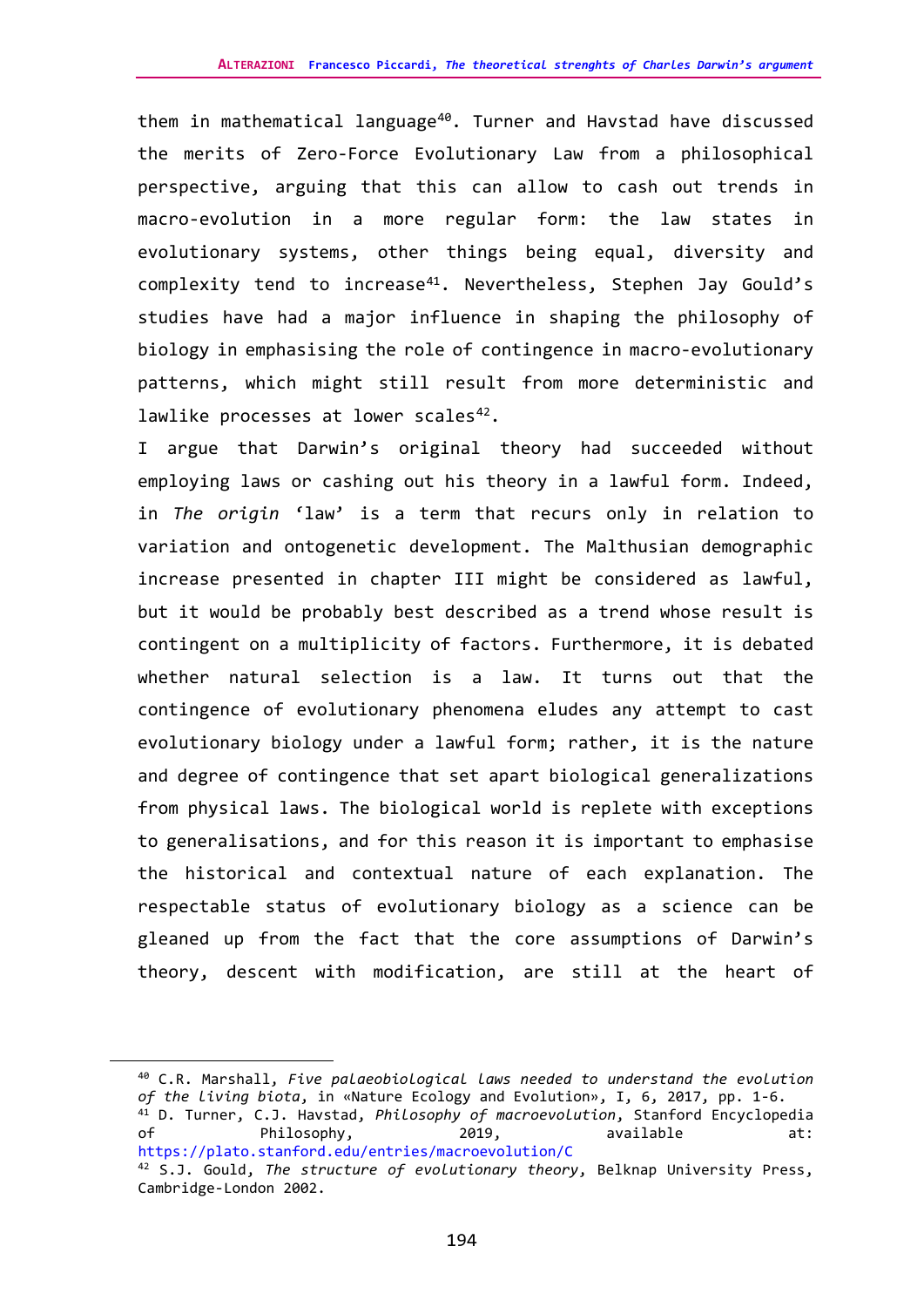them in mathematical language[40]. Turner and Havstad have discussed the merits of Zero-Force Evolutionary Law from a philosophical perspective, arguing that this can allow to cash out trends in macro-evolution in a more regular form: the law states in evolutionary systems, other things being equal, diversity and complexity tend to increase[41]. Nevertheless, Stephen Jay Gould's studies have had a major influence in shaping the philosophy of biology in emphasising the role of contingence in macro-evolutionary patterns, which might still result from more deterministic and lawlike processes at lower scales[42].

I argue that Darwin's original theory had succeeded without employing laws or cashing out his theory in a lawful form. Indeed, in *The origin* 'law' is a term that recurs only in relation to variation and ontogenetic development. The Malthusian demographic increase presented in chapter III might be considered as lawful, but it would be probably best described as a trend whose result is contingent on a multiplicity of factors. Furthermore, it is debated whether natural selection is a law. It turns out that the contingence of evolutionary phenomena eludes any attempt to cast evolutionary biology under a lawful form; rather, it is the nature and degree of contingence that set apart biological generalizations from physical laws. The biological world is replete with exceptions to generalisations, and for this reason it is important to emphasise the historical and contextual nature of each explanation. The respectable status of evolutionary biology as a science can be gleaned up from the fact that the core assumptions of Darwin's theory, descent with modification, are still at the heart of

---

[40] C.R. Marshall, *Five palaeobiological laws needed to understand the evolution of the living biota*, in «Nature Ecology and Evolution», I, 6, 2017, pp. 1-6.

[41] D. Turner, C.J. Havstad, *Philosophy of macroevolution*, Stanford Encyclopedia of Philosophy, 2019, available at: https://plato.stanford.edu/entries/macroevolution/C

[42] S.J. Gould, *The structure of evolutionary theory*, Belknap University Press, Cambridge-London 2002.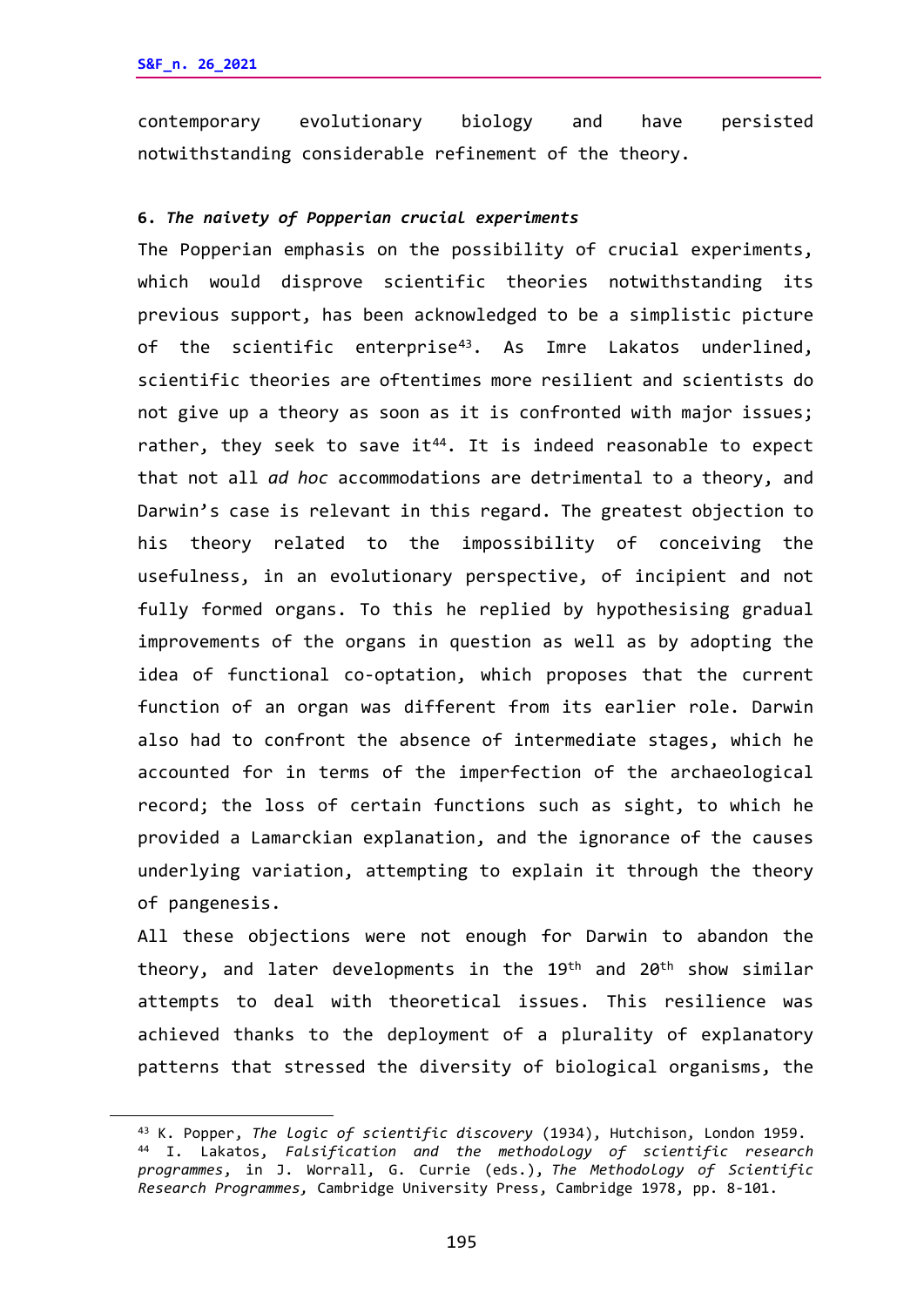contemporary evolutionary biology and have persisted notwithstanding considerable refinement of the theory.

### 6. *The naivety of Popperian crucial experiments*

The Popperian emphasis on the possibility of crucial experiments, which would disprove scientific theories notwithstanding its previous support, has been acknowledged to be a simplistic picture of the scientific enterprise[43]. As Imre Lakatos underlined, scientific theories are oftentimes more resilient and scientists do not give up a theory as soon as it is confronted with major issues; rather, they seek to save it[44]. It is indeed reasonable to expect that not all *ad hoc* accommodations are detrimental to a theory, and Darwin's case is relevant in this regard. The greatest objection to his theory related to the impossibility of conceiving the usefulness, in an evolutionary perspective, of incipient and not fully formed organs. To this he replied by hypothesising gradual improvements of the organs in question as well as by adopting the idea of functional co-optation, which proposes that the current function of an organ was different from its earlier role. Darwin also had to confront the absence of intermediate stages, which he accounted for in terms of the imperfection of the archaeological record; the loss of certain functions such as sight, to which he provided a Lamarckian explanation, and the ignorance of the causes underlying variation, attempting to explain it through the theory of pangenesis.

All these objections were not enough for Darwin to abandon the theory, and later developments in the 19th and 20th show similar attempts to deal with theoretical issues. This resilience was achieved thanks to the deployment of a plurality of explanatory patterns that stressed the diversity of biological organisms, the

---

[43] K. Popper, *The logic of scientific discovery* (1934), Hutchison, London 1959.

[44] I. Lakatos, *Falsification and the methodology of scientific research programmes*, in J. Worrall, G. Currie (eds.), *The Methodology of Scientific Research Programmes*, Cambridge University Press, Cambridge 1978, pp. 8-101.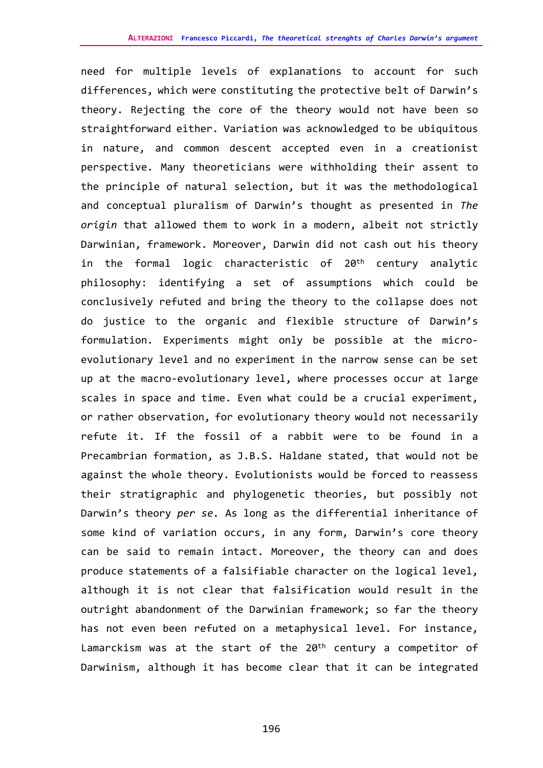need for multiple levels of explanations to account for such differences, which were constituting the protective belt of Darwin's theory. Rejecting the core of the theory would not have been so straightforward either. Variation was acknowledged to be ubiquitous in nature, and common descent accepted even in a creationist perspective. Many theoreticians were withholding their assent to the principle of natural selection, but it was the methodological and conceptual pluralism of Darwin's thought as presented in *The origin* that allowed them to work in a modern, albeit not strictly Darwinian, framework. Moreover, Darwin did not cash out his theory in the formal logic characteristic of 20th century analytic philosophy: identifying a set of assumptions which could be conclusively refuted and bring the theory to the collapse does not do justice to the organic and flexible structure of Darwin's formulation. Experiments might only be possible at the micro-evolutionary level and no experiment in the narrow sense can be set up at the macro-evolutionary level, where processes occur at large scales in space and time. Even what could be a crucial experiment, or rather observation, for evolutionary theory would not necessarily refute it. If the fossil of a rabbit were to be found in a Precambrian formation, as J.B.S. Haldane stated, that would not be against the whole theory. Evolutionists would be forced to reassess their stratigraphic and phylogenetic theories, but possibly not Darwin's theory *per se*. As long as the differential inheritance of some kind of variation occurs, in any form, Darwin's core theory can be said to remain intact. Moreover, the theory can and does produce statements of a falsifiable character on the logical level, although it is not clear that falsification would result in the outright abandonment of the Darwinian framework; so far the theory has not even been refuted on a metaphysical level. For instance, Lamarckism was at the start of the 20th century a competitor of Darwinism, although it has become clear that it can be integrated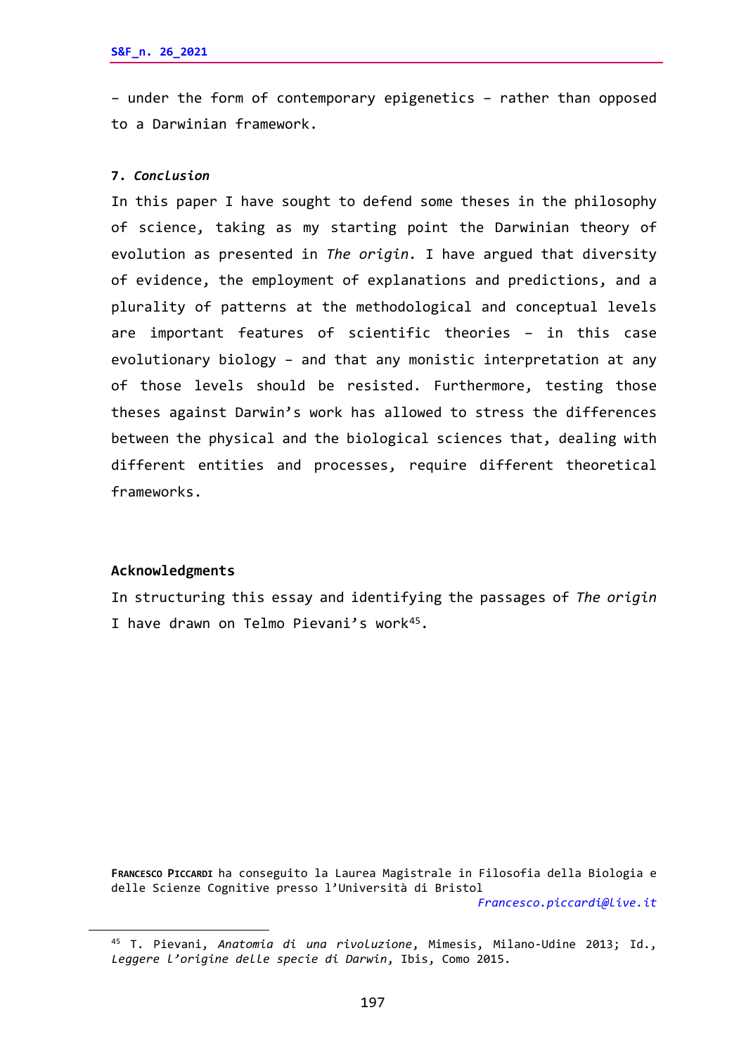– under the form of contemporary epigenetics – rather than opposed to a Darwinian framework.

### 7. *Conclusion*

In this paper I have sought to defend some theses in the philosophy of science, taking as my starting point the Darwinian theory of evolution as presented in *The origin*. I have argued that diversity of evidence, the employment of explanations and predictions, and a plurality of patterns at the methodological and conceptual levels are important features of scientific theories – in this case evolutionary biology – and that any monistic interpretation at any of those levels should be resisted. Furthermore, testing those theses against Darwin's work has allowed to stress the differences between the physical and the biological sciences that, dealing with different entities and processes, require different theoretical frameworks.

### Acknowledgments

In structuring this essay and identifying the passages of *The origin* I have drawn on Telmo Pievani's work[45].

**FRANCESCO PICCARDI** ha conseguito la Laurea Magistrale in Filosofia della Biologia e delle Scienze Cognitive presso l'Università di Bristol

*Francesco.piccardi@live.it*

---

[45] T. Pievani, *Anatomia di una rivoluzione*, Mimesis, Milano-Udine 2013; Id., *Leggere l'origine delle specie di Darwin*, Ibis, Como 2015.